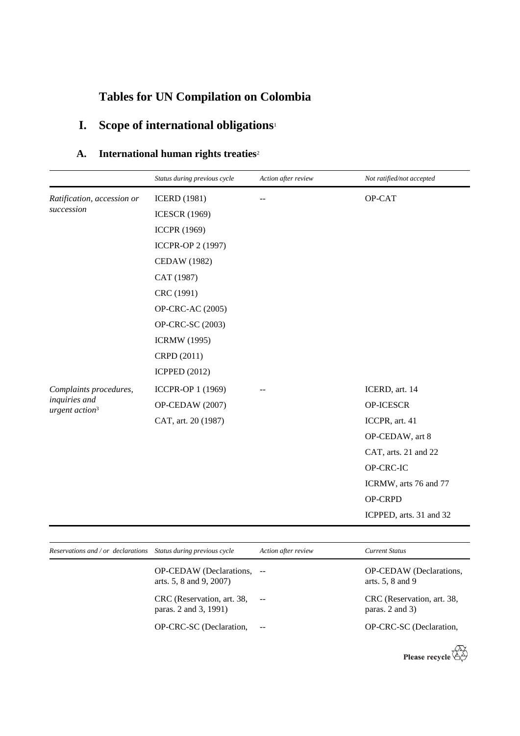# Tables for UN Compilation on Colombia

## I. Scope of international obligations[1]

### A. International human rights treaties[2]

| | *Status during previous cycle* | *Action after review* | *Not ratified/not accepted* |
|---|---|---|---|
| *Ratification, accession or succession* | ICERD (1981) | -- | OP-CAT |
| | ICESCR (1969) | | |
| | ICCPR (1969) | | |
| | ICCPR-OP 2 (1997) | | |
| | CEDAW (1982) | | |
| | CAT (1987) | | |
| | CRC (1991) | | |
| | OP-CRC-AC (2005) | | |
| | OP-CRC-SC (2003) | | |
| | ICRMW (1995) | | |
| | CRPD (2011) | | |
| | ICPPED (2012) | | |
| *Complaints procedures, inquiries and urgent action*[3] | ICCPR-OP 1 (1969) | -- | ICERD, art. 14 |
| | OP-CEDAW (2007) | | OP-ICESCR |
| | CAT, art. 20 (1987) | | ICCPR, art. 41 |
| | | | OP-CEDAW, art 8 |
| | | | CAT, arts. 21 and 22 |
| | | | OP-CRC-IC |
| | | | ICRMW, arts 76 and 77 |
| | | | OP-CRPD |
| | | | ICPPED, arts. 31 and 32 |

| *Reservations and / or declarations* | *Status during previous cycle* | *Action after review* | *Current Status* |
|---|---|---|---|
| | OP-CEDAW (Declarations, arts. 5, 8 and 9, 2007) | -- | OP-CEDAW (Declarations, arts. 5, 8 and 9 |
| | CRC (Reservation, art. 38, paras. 2 and 3, 1991) | -- | CRC (Reservation, art. 38, paras. 2 and 3) |
| | OP-CRC-SC (Declaration, | -- | OP-CRC-SC (Declaration, |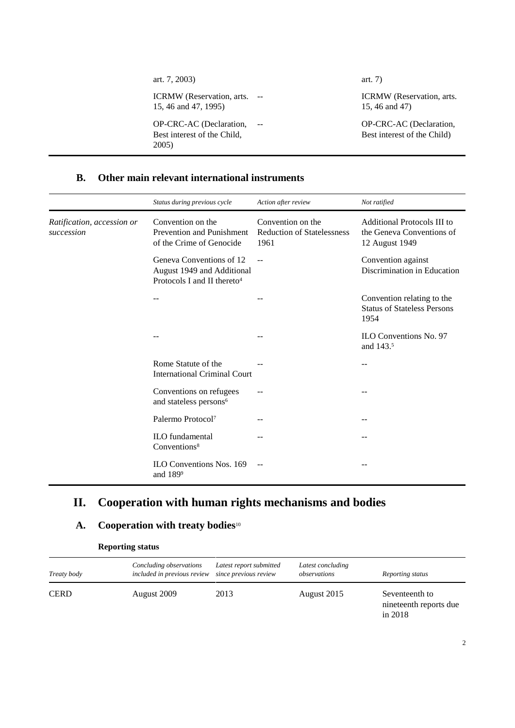| | | | |
|---|---|---|---|
| | art. 7, 2003) | | art. 7) |
| | ICRMW (Reservation, arts. 15, 46 and 47, 1995) | -- | ICRMW (Reservation, arts. 15, 46 and 47) |
| | OP-CRC-AC (Declaration, Best interest of the Child, 2005) | -- | OP-CRC-AC (Declaration, Best interest of the Child) |

## B. Other main relevant international instruments

| | *Status during previous cycle* | *Action after review* | *Not ratified* |
|---|---|---|---|
| *Ratification, accession or succession* | Convention on the Prevention and Punishment of the Crime of Genocide | Convention on the Reduction of Statelessness 1961 | Additional Protocols III to the Geneva Conventions of 12 August 1949 |
| | Geneva Conventions of 12 August 1949 and Additional Protocols I and II thereto[4] | -- | Convention against Discrimination in Education |
| | -- | -- | Convention relating to the Status of Stateless Persons 1954 |
| | -- | -- | ILO Conventions No. 97 and 143.[5] |
| | Rome Statute of the International Criminal Court | -- | -- |
| | Conventions on refugees and stateless persons[6] | -- | -- |
| | Palermo Protocol[7] | -- | -- |
| | ILO fundamental Conventions[8] | -- | -- |
| | ILO Conventions Nos. 169 and 189[9] | -- | -- |

# II. Cooperation with human rights mechanisms and bodies

## A. Cooperation with treaty bodies[10]

### Reporting status

| *Treaty body* | *Concluding observations included in previous review* | *Latest report submitted since previous review* | *Latest concluding observations* | *Reporting status* |
|---|---|---|---|---|
| CERD | August 2009 | 2013 | August 2015 | Seventeenth to nineteenth reports due in 2018 |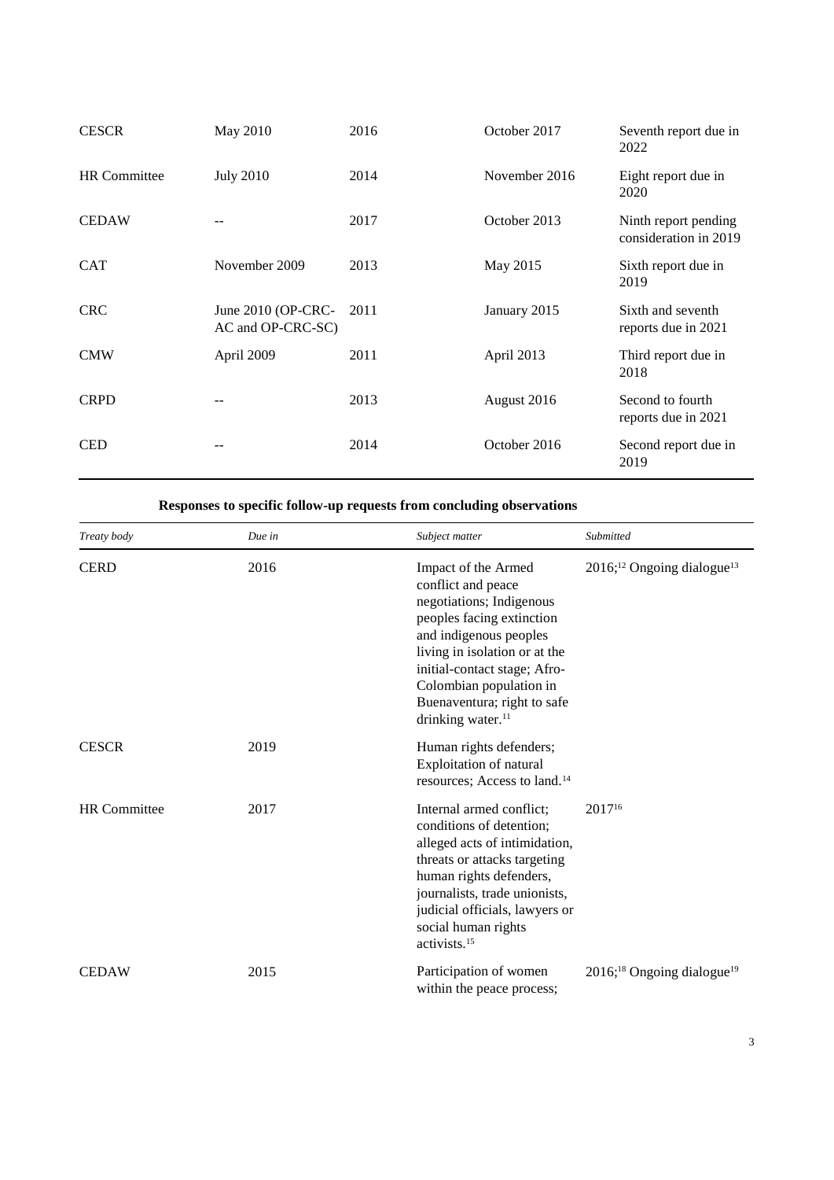| | | | | |
|---|---|---|---|---|
| CESCR | May 2010 | 2016 | October 2017 | Seventh report due in 2022 |
| HR Committee | July 2010 | 2014 | November 2016 | Eight report due in 2020 |
| CEDAW | -- | 2017 | October 2013 | Ninth report pending consideration in 2019 |
| CAT | November 2009 | 2013 | May 2015 | Sixth report due in 2019 |
| CRC | June 2010 (OP-CRC-AC and OP-CRC-SC) | 2011 | January 2015 | Sixth and seventh reports due in 2021 |
| CMW | April 2009 | 2011 | April 2013 | Third report due in 2018 |
| CRPD | -- | 2013 | August 2016 | Second to fourth reports due in 2021 |
| CED | -- | 2014 | October 2016 | Second report due in 2019 |

**Responses to specific follow-up requests from concluding observations**

| *Treaty body* | *Due in* | *Subject matter* | *Submitted* |
|---|---|---|---|
| CERD | 2016 | Impact of the Armed conflict and peace negotiations; Indigenous peoples facing extinction and indigenous peoples living in isolation or at the initial-contact stage; Afro-Colombian population in Buenaventura; right to safe drinking water.[11] | 2016;[12] Ongoing dialogue[13] |
| CESCR | 2019 | Human rights defenders; Exploitation of natural resources; Access to land.[14] | |
| HR Committee | 2017 | Internal armed conflict; conditions of detention; alleged acts of intimidation, threats or attacks targeting human rights defenders, journalists, trade unionists, judicial officials, lawyers or social human rights activists.[15] | 2017[16] |
| CEDAW | 2015 | Participation of women within the peace process; | 2016;[18] Ongoing dialogue[19] |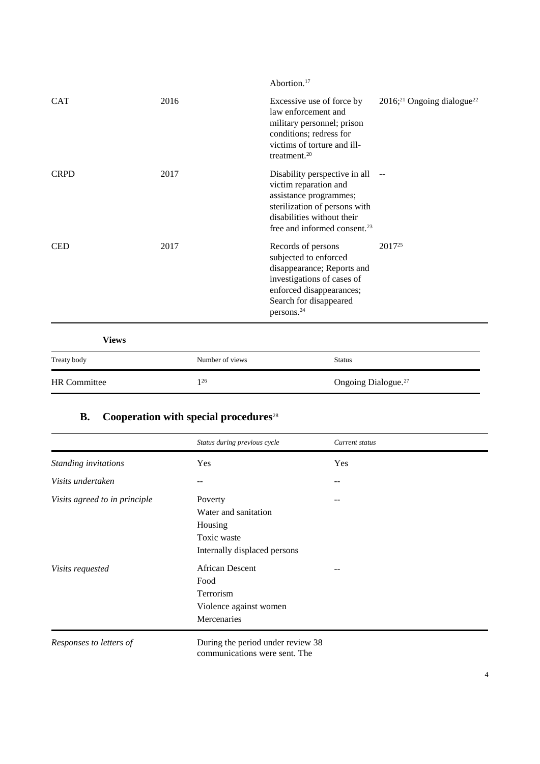| | | | |
|---|---|---|---|
| | | Abortion.[17] | |
| CAT | 2016 | Excessive use of force by law enforcement and military personnel; prison conditions; redress for victims of torture and ill-treatment.[20] | 2016;[21] Ongoing dialogue[22] |
| CRPD | 2017 | Disability perspective in all victim reparation and assistance programmes; sterilization of persons with disabilities without their free and informed consent.[23] | -- |
| CED | 2017 | Records of persons subjected to enforced disappearance; Reports and investigations of cases of enforced disappearances; Search for disappeared persons.[24] | 2017[25] |

**Views**

| Treaty body | Number of views | Status |
|---|---|---|
| HR Committee | 1[26] | Ongoing Dialogue.[27] |

## B. Cooperation with special procedures[28]

| | *Status during previous cycle* | *Current status* |
|---|---|---|
| *Standing invitations* | Yes | Yes |
| *Visits undertaken* | -- | -- |
| *Visits agreed to in principle* | Poverty<br>Water and sanitation<br>Housing<br>Toxic waste<br>Internally displaced persons | -- |
| *Visits requested* | African Descent<br>Food<br>Terrorism<br>Violence against women<br>Mercenaries | -- |
| *Responses to letters of* | During the period under review 38 communications were sent. The | |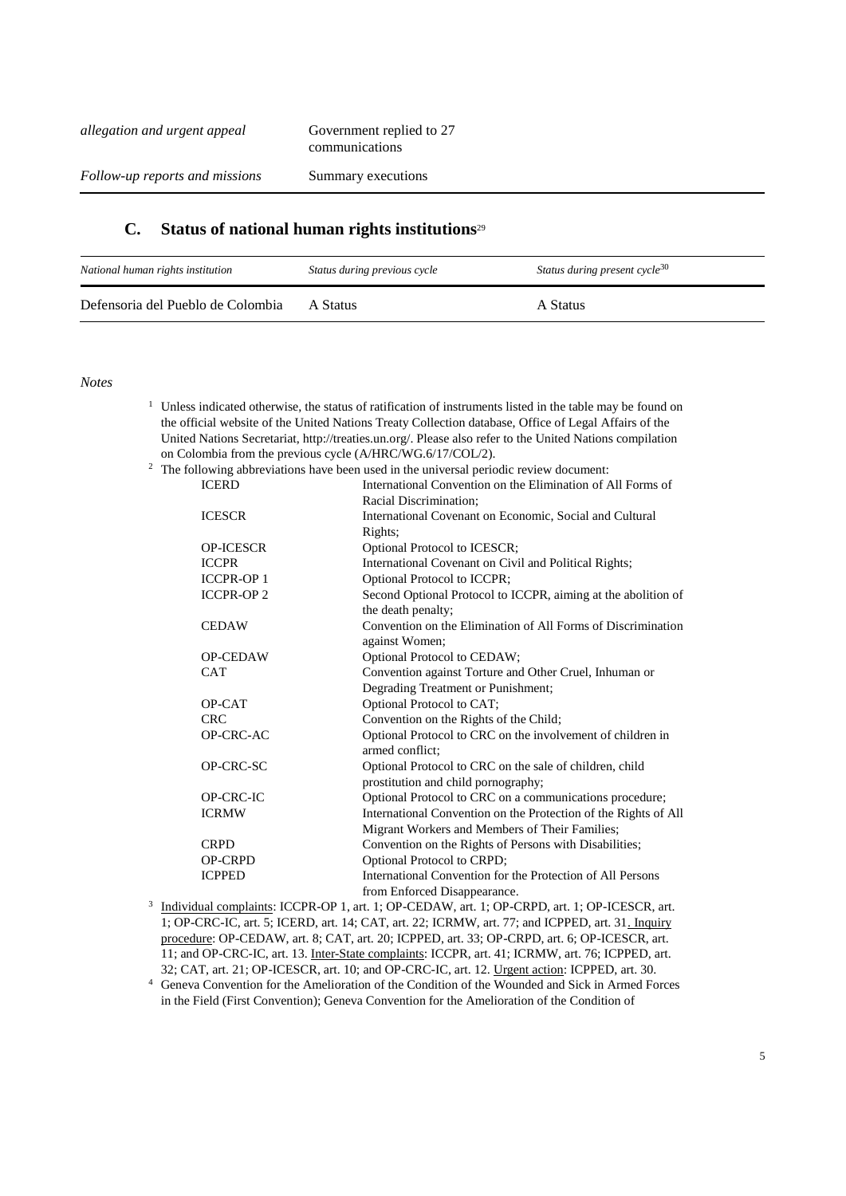| | |
|---|---|
| *allegation and urgent appeal* | Government replied to 27 communications |
| *Follow-up reports and missions* | Summary executions |

## C. Status of national human rights institutions[29]

| *National human rights institution* | *Status during previous cycle* | *Status during present cycle*[30] |
|---|---|---|
| Defensoria del Pueblo de Colombia | A Status | A Status |

*Notes*

[1] Unless indicated otherwise, the status of ratification of instruments listed in the table may be found on the official website of the United Nations Treaty Collection database, Office of Legal Affairs of the United Nations Secretariat, http://treaties.un.org/. Please also refer to the United Nations compilation on Colombia from the previous cycle (A/HRC/WG.6/17/COL/2).

[2] The following abbreviations have been used in the universal periodic review document:

| | |
|---|---|
| ICERD | International Convention on the Elimination of All Forms of Racial Discrimination; |
| ICESCR | International Covenant on Economic, Social and Cultural Rights; |
| OP-ICESCR | Optional Protocol to ICESCR; |
| ICCPR | International Covenant on Civil and Political Rights; |
| ICCPR-OP 1 | Optional Protocol to ICCPR; |
| ICCPR-OP 2 | Second Optional Protocol to ICCPR, aiming at the abolition of the death penalty; |
| CEDAW | Convention on the Elimination of All Forms of Discrimination against Women; |
| OP-CEDAW | Optional Protocol to CEDAW; |
| CAT | Convention against Torture and Other Cruel, Inhuman or Degrading Treatment or Punishment; |
| OP-CAT | Optional Protocol to CAT; |
| CRC | Convention on the Rights of the Child; |
| OP-CRC-AC | Optional Protocol to CRC on the involvement of children in armed conflict; |
| OP-CRC-SC | Optional Protocol to CRC on the sale of children, child prostitution and child pornography; |
| OP-CRC-IC | Optional Protocol to CRC on a communications procedure; |
| ICRMW | International Convention on the Protection of the Rights of All Migrant Workers and Members of Their Families; |
| CRPD | Convention on the Rights of Persons with Disabilities; |
| OP-CRPD | Optional Protocol to CRPD; |
| ICPPED | International Convention for the Protection of All Persons from Enforced Disappearance. |

[3] Individual complaints: ICCPR-OP 1, art. 1; OP-CEDAW, art. 1; OP-CRPD, art. 1; OP-ICESCR, art. 1; OP-CRC-IC, art. 5; ICERD, art. 14; CAT, art. 22; ICRMW, art. 77; and ICPPED, art. 31. Inquiry procedure: OP-CEDAW, art. 8; CAT, art. 20; ICPPED, art. 33; OP-CRPD, art. 6; OP-ICESCR, art. 11; and OP-CRC-IC, art. 13. Inter-State complaints: ICCPR, art. 41; ICRMW, art. 76; ICPPED, art. 32; CAT, art. 21; OP-ICESCR, art. 10; and OP-CRC-IC, art. 12. Urgent action: ICPPED, art. 30.

[4] Geneva Convention for the Amelioration of the Condition of the Wounded and Sick in Armed Forces in the Field (First Convention); Geneva Convention for the Amelioration of the Condition of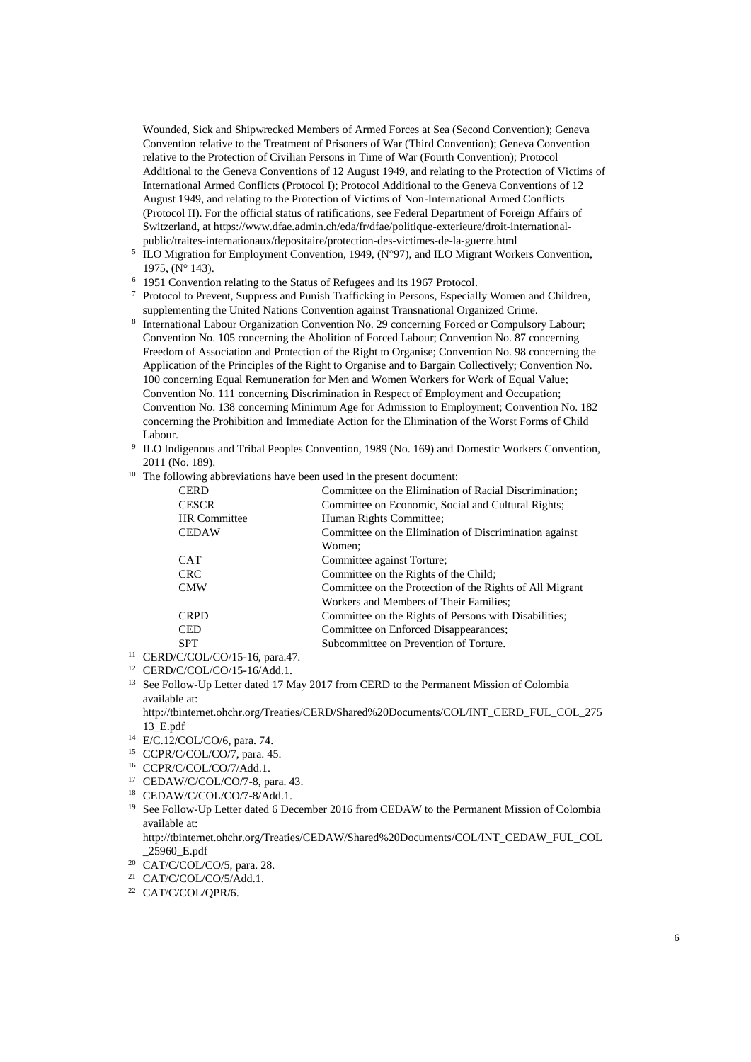Wounded, Sick and Shipwrecked Members of Armed Forces at Sea (Second Convention); Geneva Convention relative to the Treatment of Prisoners of War (Third Convention); Geneva Convention relative to the Protection of Civilian Persons in Time of War (Fourth Convention); Protocol Additional to the Geneva Conventions of 12 August 1949, and relating to the Protection of Victims of International Armed Conflicts (Protocol I); Protocol Additional to the Geneva Conventions of 12 August 1949, and relating to the Protection of Victims of Non-International Armed Conflicts (Protocol II). For the official status of ratifications, see Federal Department of Foreign Affairs of Switzerland, at https://www.dfae.admin.ch/eda/fr/dfae/politique-exterieure/droit-international-public/traites-internationaux/depositaire/protection-des-victimes-de-la-guerre.html

[5] ILO Migration for Employment Convention, 1949, (N°97), and ILO Migrant Workers Convention, 1975, (N° 143).

[6] 1951 Convention relating to the Status of Refugees and its 1967 Protocol.

[7] Protocol to Prevent, Suppress and Punish Trafficking in Persons, Especially Women and Children, supplementing the United Nations Convention against Transnational Organized Crime.

[8] International Labour Organization Convention No. 29 concerning Forced or Compulsory Labour; Convention No. 105 concerning the Abolition of Forced Labour; Convention No. 87 concerning Freedom of Association and Protection of the Right to Organise; Convention No. 98 concerning the Application of the Principles of the Right to Organise and to Bargain Collectively; Convention No. 100 concerning Equal Remuneration for Men and Women Workers for Work of Equal Value; Convention No. 111 concerning Discrimination in Respect of Employment and Occupation; Convention No. 138 concerning Minimum Age for Admission to Employment; Convention No. 182 concerning the Prohibition and Immediate Action for the Elimination of the Worst Forms of Child Labour.

[9] ILO Indigenous and Tribal Peoples Convention, 1989 (No. 169) and Domestic Workers Convention, 2011 (No. 189).

[10] The following abbreviations have been used in the present document:

| | |
|---|---|
| CERD | Committee on the Elimination of Racial Discrimination; |
| CESCR | Committee on Economic, Social and Cultural Rights; |
| HR Committee | Human Rights Committee; |
| CEDAW | Committee on the Elimination of Discrimination against Women; |
| CAT | Committee against Torture; |
| CRC | Committee on the Rights of the Child; |
| CMW | Committee on the Protection of the Rights of All Migrant Workers and Members of Their Families; |
| CRPD | Committee on the Rights of Persons with Disabilities; |
| CED | Committee on Enforced Disappearances; |
| SPT | Subcommittee on Prevention of Torture. |

[11] CERD/C/COL/CO/15-16, para.47.

[12] CERD/C/COL/CO/15-16/Add.1.

[13] See Follow-Up Letter dated 17 May 2017 from CERD to the Permanent Mission of Colombia available at: http://tbinternet.ohchr.org/Treaties/CERD/Shared%20Documents/COL/INT_CERD_FUL_COL_27513_E.pdf

[14] E/C.12/COL/CO/6, para. 74.

[15] CCPR/C/COL/CO/7, para. 45.

[16] CCPR/C/COL/CO/7/Add.1.

[17] CEDAW/C/COL/CO/7-8, para. 43.

[18] CEDAW/C/COL/CO/7-8/Add.1.

[19] See Follow-Up Letter dated 6 December 2016 from CEDAW to the Permanent Mission of Colombia available at: http://tbinternet.ohchr.org/Treaties/CEDAW/Shared%20Documents/COL/INT_CEDAW_FUL_COL_25960_E.pdf

[20] CAT/C/COL/CO/5, para. 28.

[21] CAT/C/COL/CO/5/Add.1.

[22] CAT/C/COL/QPR/6.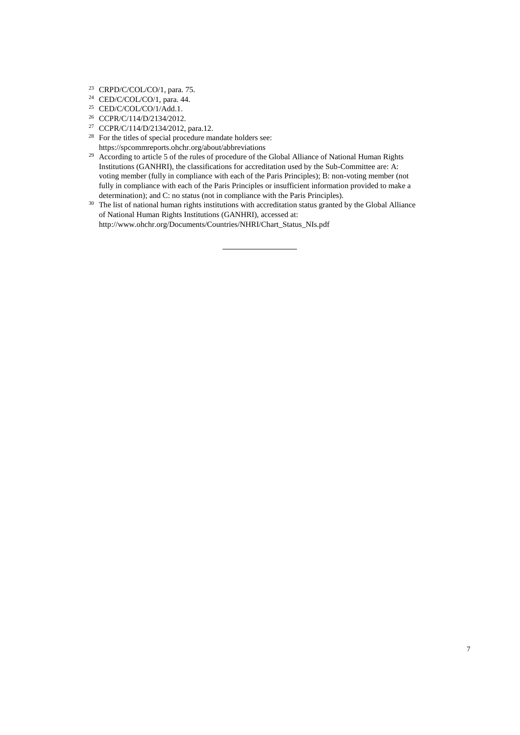[23] CRPD/C/COL/CO/1, para. 75.

[24] CED/C/COL/CO/1, para. 44.

[25] CED/C/COL/CO/1/Add.1.

[26] CCPR/C/114/D/2134/2012.

[27] CCPR/C/114/D/2134/2012, para.12.

[28] For the titles of special procedure mandate holders see: https://spcommreports.ohchr.org/about/abbreviations

[29] According to article 5 of the rules of procedure of the Global Alliance of National Human Rights Institutions (GANHRI), the classifications for accreditation used by the Sub-Committee are: A: voting member (fully in compliance with each of the Paris Principles); B: non-voting member (not fully in compliance with each of the Paris Principles or insufficient information provided to make a determination); and C: no status (not in compliance with the Paris Principles).

[30] The list of national human rights institutions with accreditation status granted by the Global Alliance of National Human Rights Institutions (GANHRI), accessed at: http://www.ohchr.org/Documents/Countries/NHRI/Chart_Status_NIs.pdf